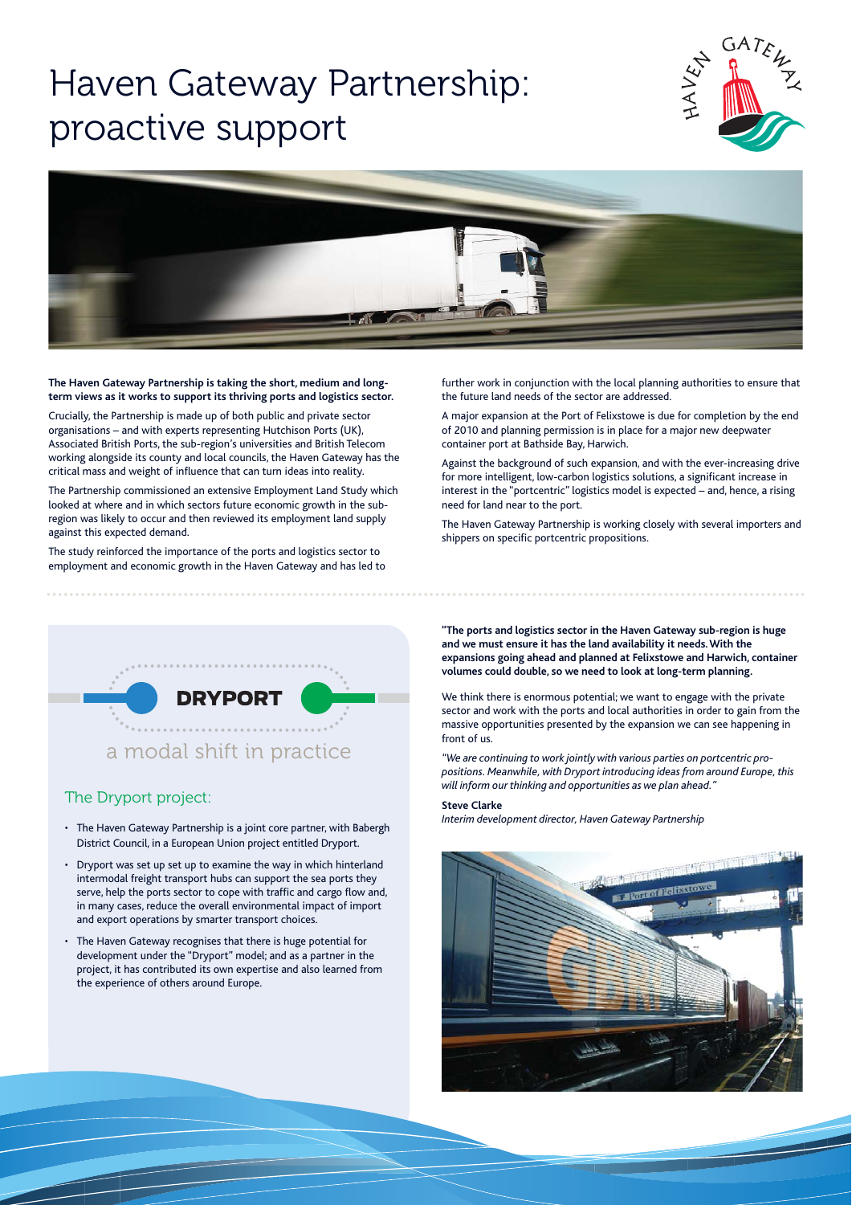# Haven Gateway Partnership: proactive support

**The Haven Gateway Partnership is taking the short, medium and long-term views as it works to support its thriving ports and logistics sector.**

Crucially, the Partnership is made up of both public and private sector organisations – and with experts representing Hutchison Ports (UK), Associated British Ports, the sub-region's universities and British Telecom working alongside its county and local councils, the Haven Gateway has the critical mass and weight of influence that can turn ideas into reality.

The Partnership commissioned an extensive Employment Land Study which looked at where and in which sectors future economic growth in the sub-region was likely to occur and then reviewed its employment land supply against this expected demand.

The study reinforced the importance of the ports and logistics sector to employment and economic growth in the Haven Gateway and has led to further work in conjunction with the local planning authorities to ensure that the future land needs of the sector are addressed.

A major expansion at the Port of Felixstowe is due for completion by the end of 2010 and planning permission is in place for a major new deepwater container port at Bathside Bay, Harwich.

Against the background of such expansion, and with the ever-increasing drive for more intelligent, low-carbon logistics solutions, a significant increase in interest in the "portcentric" logistics model is expected – and, hence, a rising need for land near to the port.

The Haven Gateway Partnership is working closely with several importers and shippers on specific portcentric propositions.

## DRYPORT

a modal shift in practice

### The Dryport project:

- The Haven Gateway Partnership is a joint core partner, with Babergh District Council, in a European Union project entitled Dryport.
- Dryport was set up set up to examine the way in which hinterland intermodal freight transport hubs can support the sea ports they serve, help the ports sector to cope with traffic and cargo flow and, in many cases, reduce the overall environmental impact of import and export operations by smarter transport choices.
- The Haven Gateway recognises that there is huge potential for development under the "Dryport" model; and as a partner in the project, it has contributed its own expertise and also learned from the experience of others around Europe.

**"The ports and logistics sector in the Haven Gateway sub-region is huge and we must ensure it has the land availability it needs. With the expansions going ahead and planned at Felixstowe and Harwich, container volumes could double, so we need to look at long-term planning.**

We think there is enormous potential; we want to engage with the private sector and work with the ports and local authorities in order to gain from the massive opportunities presented by the expansion we can see happening in front of us.

*"We are continuing to work jointly with various parties on portcentric propositions. Meanwhile, with Dryport introducing ideas from around Europe, this will inform our thinking and opportunities as we plan ahead."*

**Steve Clarke**
*Interim development director, Haven Gateway Partnership*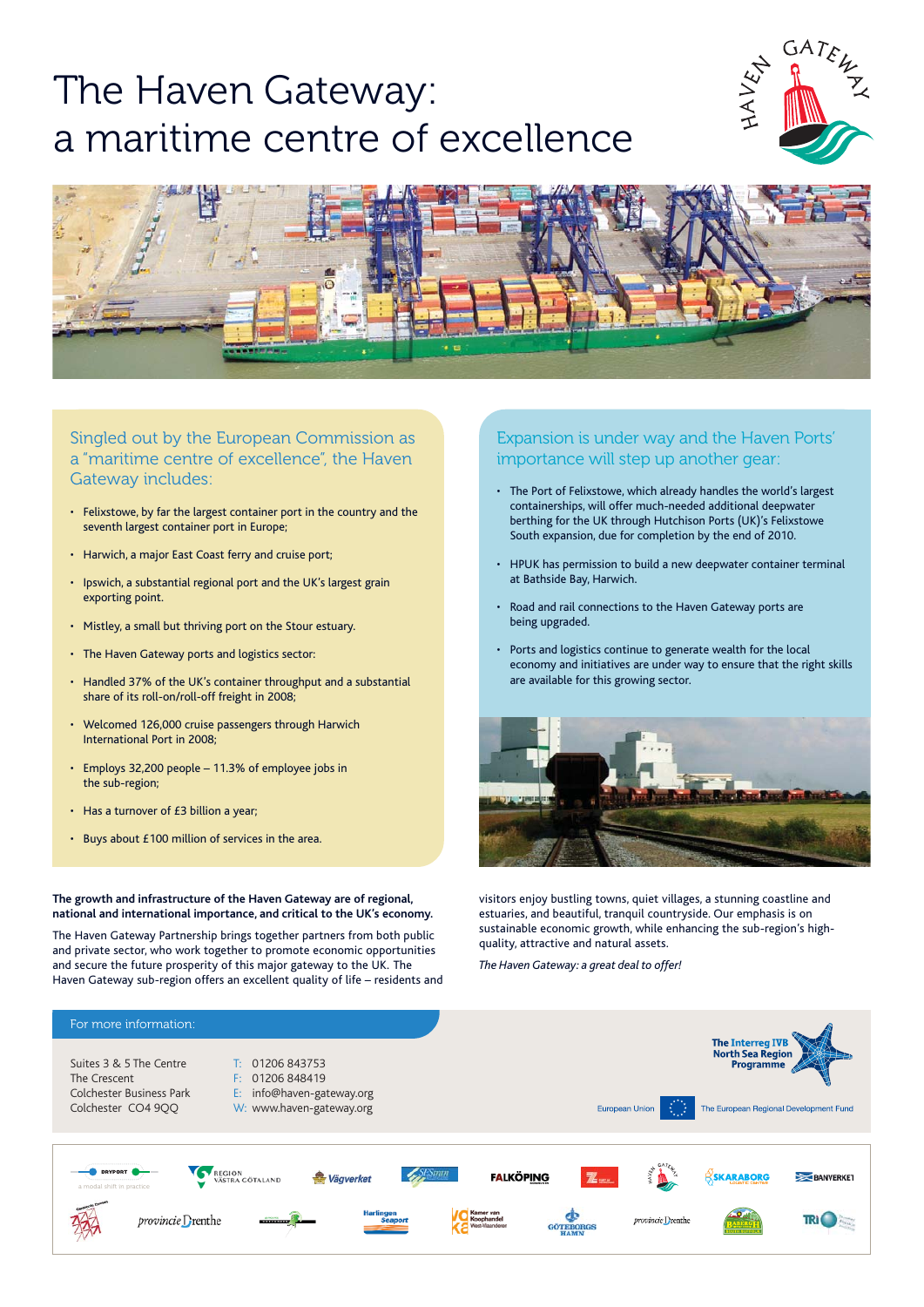# The Haven Gateway: a maritime centre of excellence

## Singled out by the European Commission as a "maritime centre of excellence", the Haven Gateway includes:

- Felixstowe, by far the largest container port in the country and the seventh largest container port in Europe;
- Harwich, a major East Coast ferry and cruise port;
- Ipswich, a substantial regional port and the UK's largest grain exporting point.
- Mistley, a small but thriving port on the Stour estuary.
- The Haven Gateway ports and logistics sector:
- Handled 37% of the UK's container throughput and a substantial share of its roll-on/roll-off freight in 2008;
- Welcomed 126,000 cruise passengers through Harwich International Port in 2008;
- Employs 32,200 people – 11.3% of employee jobs in the sub-region;
- Has a turnover of £3 billion a year;
- Buys about £100 million of services in the area.

## Expansion is under way and the Haven Ports' importance will step up another gear:

- The Port of Felixstowe, which already handles the world's largest containerships, will offer much-needed additional deepwater berthing for the UK through Hutchison Ports (UK)'s Felixstowe South expansion, due for completion by the end of 2010.
- HPUK has permission to build a new deepwater container terminal at Bathside Bay, Harwich.
- Road and rail connections to the Haven Gateway ports are being upgraded.
- Ports and logistics continue to generate wealth for the local economy and initiatives are under way to ensure that the right skills are available for this growing sector.

**The growth and infrastructure of the Haven Gateway are of regional, national and international importance, and critical to the UK's economy.**

The Haven Gateway Partnership brings together partners from both public and private sector, who work together to promote economic opportunities and secure the future prosperity of this major gateway to the UK. The Haven Gateway sub-region offers an excellent quality of life – residents and visitors enjoy bustling towns, quiet villages, a stunning coastline and estuaries, and beautiful, tranquil countryside. Our emphasis is on sustainable economic growth, while enhancing the sub-region's high-quality, attractive and natural assets.

*The Haven Gateway: a great deal to offer!*

## For more information:

Suites 3 & 5 The Centre
The Crescent
Colchester Business Park
Colchester CO4 9QQ

T: 01206 843753
F: 01206 848419
E: info@haven-gateway.org
W: www.haven-gateway.org

The Interreg IVB North Sea Region Programme

European Union — The European Regional Development Fund